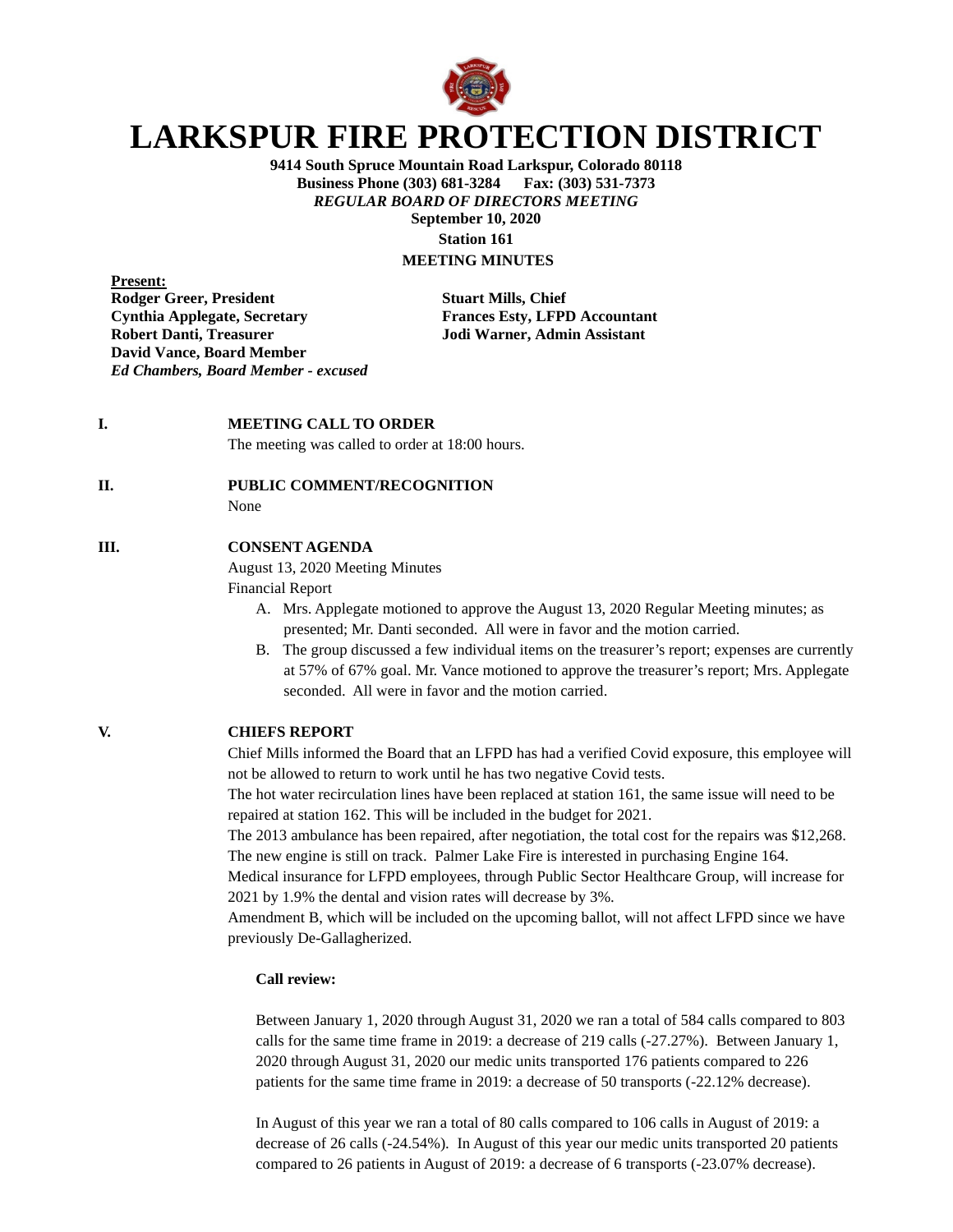# LARKSPUR FIRE PROTECTION DISTRICT

**9414 South Spruce Mountain Road Larkspur, Colorado 80118**
**Business Phone (303) 681-3284 Fax: (303) 531-7373**
***REGULAR BOARD OF DIRECTORS MEETING***
**September 10, 2020**
**Station 161**
**MEETING MINUTES**

**Present:**

**Rodger Greer, President**
**Cynthia Applegate, Secretary**
**Robert Danti, Treasurer**
**David Vance, Board Member**
***Ed Chambers, Board Member - excused***

**Stuart Mills, Chief**
**Frances Esty, LFPD Accountant**
**Jodi Warner, Admin Assistant**

**I. MEETING CALL TO ORDER**

The meeting was called to order at 18:00 hours.

**II. PUBLIC COMMENT/RECOGNITION**

None

**III. CONSENT AGENDA**

August 13, 2020 Meeting Minutes
Financial Report

A. Mrs. Applegate motioned to approve the August 13, 2020 Regular Meeting minutes; as presented; Mr. Danti seconded. All were in favor and the motion carried.
B. The group discussed a few individual items on the treasurer's report; expenses are currently at 57% of 67% goal. Mr. Vance motioned to approve the treasurer's report; Mrs. Applegate seconded. All were in favor and the motion carried.

**V. CHIEFS REPORT**

Chief Mills informed the Board that an LFPD has had a verified Covid exposure, this employee will not be allowed to return to work until he has two negative Covid tests.
The hot water recirculation lines have been replaced at station 161, the same issue will need to be repaired at station 162. This will be included in the budget for 2021.
The 2013 ambulance has been repaired, after negotiation, the total cost for the repairs was $12,268.
The new engine is still on track. Palmer Lake Fire is interested in purchasing Engine 164.
Medical insurance for LFPD employees, through Public Sector Healthcare Group, will increase for 2021 by 1.9% the dental and vision rates will decrease by 3%.
Amendment B, which will be included on the upcoming ballot, will not affect LFPD since we have previously De-Gallagherized.

**Call review:**

Between January 1, 2020 through August 31, 2020 we ran a total of 584 calls compared to 803 calls for the same time frame in 2019: a decrease of 219 calls (-27.27%). Between January 1, 2020 through August 31, 2020 our medic units transported 176 patients compared to 226 patients for the same time frame in 2019: a decrease of 50 transports (-22.12% decrease).

In August of this year we ran a total of 80 calls compared to 106 calls in August of 2019: a decrease of 26 calls (-24.54%). In August of this year our medic units transported 20 patients compared to 26 patients in August of 2019: a decrease of 6 transports (-23.07% decrease).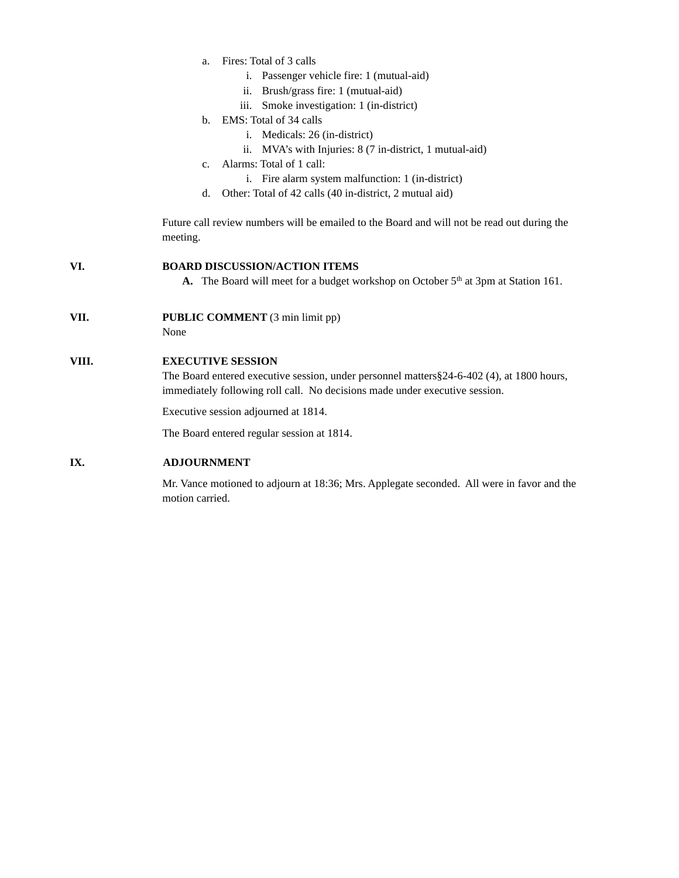a. Fires: Total of 3 calls
    i. Passenger vehicle fire: 1 (mutual-aid)
    ii. Brush/grass fire: 1 (mutual-aid)
    iii. Smoke investigation: 1 (in-district)
b. EMS: Total of 34 calls
    i. Medicals: 26 (in-district)
    ii. MVA's with Injuries: 8 (7 in-district, 1 mutual-aid)
c. Alarms: Total of 1 call:
    i. Fire alarm system malfunction: 1 (in-district)
d. Other: Total of 42 calls (40 in-district, 2 mutual aid)

Future call review numbers will be emailed to the Board and will not be read out during the meeting.

## VI. BOARD DISCUSSION/ACTION ITEMS

**A.** The Board will meet for a budget workshop on October 5th at 3pm at Station 161.

## VII. PUBLIC COMMENT (3 min limit pp)

None

## VIII. EXECUTIVE SESSION

The Board entered executive session, under personnel matters§24-6-402 (4), at 1800 hours, immediately following roll call. No decisions made under executive session.

Executive session adjourned at 1814.

The Board entered regular session at 1814.

## IX. ADJOURNMENT

Mr. Vance motioned to adjourn at 18:36; Mrs. Applegate seconded. All were in favor and the motion carried.